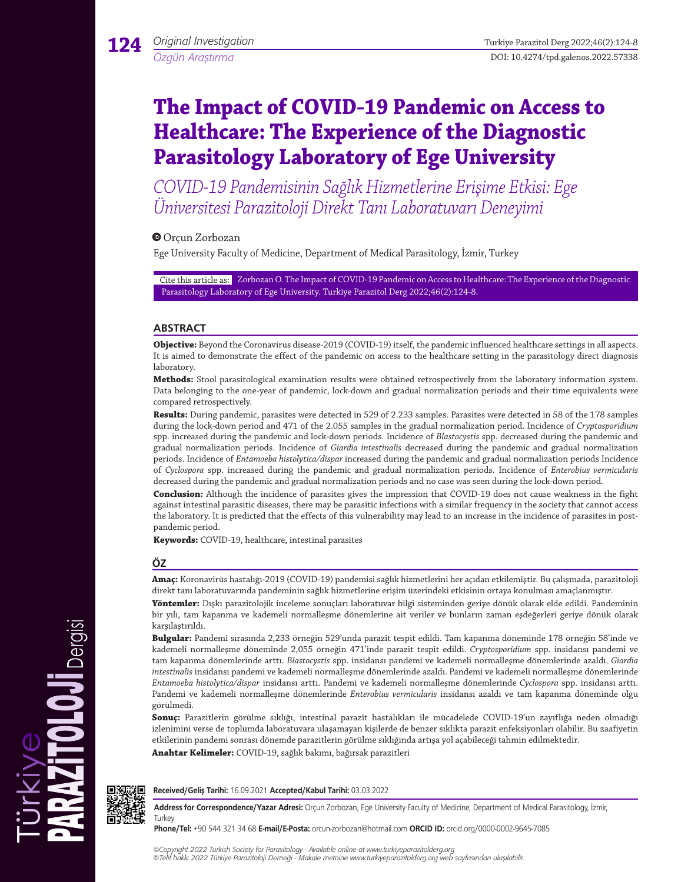Original Investigation

Özgün Araştırma

# The Impact of COVID-19 Pandemic on Access to Healthcare: The Experience of the Diagnostic Parasitology Laboratory of Ege University

## *COVID-19 Pandemisinin Sağlık Hizmetlerine Erişime Etkisi: Ege Üniversitesi Parazitoloji Direkt Tanı Laboratuvarı Deneyimi*

Orçun Zorbozan

Ege University Faculty of Medicine, Department of Medical Parasitology, İzmir, Turkey

Cite this article as: Zorbozan O. The Impact of COVID-19 Pandemic on Access to Healthcare: The Experience of the Diagnostic Parasitology Laboratory of Ege University. Turkiye Parazitol Derg 2022;46(2):124-8.

## ABSTRACT

**Objective:** Beyond the Coronavirus disease-2019 (COVID-19) itself, the pandemic influenced healthcare settings in all aspects. It is aimed to demonstrate the effect of the pandemic on access to the healthcare setting in the parasitology direct diagnosis laboratory.

**Methods:** Stool parasitological examination results were obtained retrospectively from the laboratory information system. Data belonging to the one-year of pandemic, lock-down and gradual normalization periods and their time equivalents were compared retrospectively.

**Results:** During pandemic, parasites were detected in 529 of 2.233 samples. Parasites were detected in 58 of the 178 samples during the lock-down period and 471 of the 2.055 samples in the gradual normalization period. Incidence of *Cryptosporidium* spp. increased during the pandemic and lock-down periods. Incidence of *Blastocystis* spp. decreased during the pandemic and gradual normalization periods. Incidence of *Giardia intestinalis* decreased during the pandemic and gradual normalization periods. Incidence of *Entamoeba histolytica/dispar* increased during the pandemic and gradual normalization periods Incidence of *Cyclospora* spp. increased during the pandemic and gradual normalization periods. Incidence of *Enterobius vermicularis* decreased during the pandemic and gradual normalization periods and no case was seen during the lock-down period.

**Conclusion:** Although the incidence of parasites gives the impression that COVID-19 does not cause weakness in the fight against intestinal parasitic diseases, there may be parasitic infections with a similar frequency in the society that cannot access the laboratory. It is predicted that the effects of this vulnerability may lead to an increase in the incidence of parasites in post-pandemic period.

**Keywords:** COVID-19, healthcare, intestinal parasites

## ÖZ

**Amaç:** Koronavirüs hastalığı-2019 (COVID-19) pandemisi sağlık hizmetlerini her açıdan etkilemiştir. Bu çalışmada, parazitoloji direkt tanı laboratuvarında pandeminin sağlık hizmetlerine erişim üzerindeki etkisinin ortaya konulması amaçlanmıştır.

**Yöntemler:** Dışkı parazitolojik inceleme sonuçları laboratuvar bilgi sisteminden geriye dönük olarak elde edildi. Pandeminin bir yılı, tam kapanma ve kademeli normalleşme dönemlerine ait veriler ve bunların zaman eşdeğerleri geriye dönük olarak karşılaştırıldı.

**Bulgular:** Pandemi sırasında 2,233 örneğin 529'unda parazit tespit edildi. Tam kapanma döneminde 178 örneğin 58'inde ve kademeli normalleşme döneminde 2,055 örneğin 471'inde parazit tespit edildi. *Cryptosporidium* spp. insidansı pandemi ve tam kapanma dönemlerinde arttı. *Blastocystis* spp. insidansı pandemi ve kademeli normalleşme dönemlerinde azaldı. *Giardia intestinalis* insidansı pandemi ve kademeli normalleşme dönemlerinde azaldı. Pandemi ve kademeli normalleşme dönemlerinde *Entamoeba histolytica/dispar* insidansı arttı. Pandemi ve kademeli normalleşme dönemlerinde *Cyclospora* spp. insidansı arttı. Pandemi ve kademeli normalleşme dönemlerinde *Enterobius vermicularis* insidansı azaldı ve tam kapanma döneminde olgu görülmedi.

**Sonuç:** Parazitlerin görülme sıklığı, intestinal parazit hastalıkları ile mücadelede COVID-19'un zayıflığa neden olmadığı izlenimini verse de toplumda laboratuvara ulaşamayan kişilerde de benzer sıklıkta parazit enfeksiyonları olabilir. Bu zaafiyetin etkilerinin pandemi sonrası dönemde parazitlerin görülme sıklığında artışa yol açabileceği tahmin edilmektedir.

**Anahtar Kelimeler:** COVID-19, sağlık bakımı, bağırsak parazitleri

**Received/Geliş Tarihi:** 16.09.2021 **Accepted/Kabul Tarihi:** 03.03.2022

**Address for Correspondence/Yazar Adresi:** Orçun Zorbozan, Ege University Faculty of Medicine, Department of Medical Parasitology, İzmir, Turkey

**Phone/Tel:** +90 544 321 34 68 **E-mail/E-Posta:** orcun-zorbozan@hotmail.com **ORCID ID:** orcid.org/0000-0002-9645-7085

*©Copyright 2022 Turkish Society for Parasitology - Available online at www.turkiyeparazitolderg.org*

*©Telif hakkı 2022 Türkiye Parazitoloji Derneği - Makale metnine www.turkiyeparazitolderg.org web sayfasından ulaşılabilir.*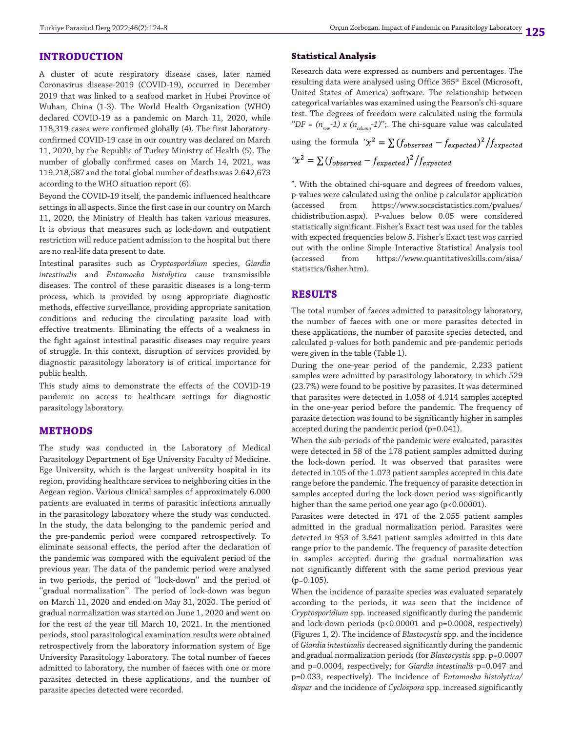## INTRODUCTION

A cluster of acute respiratory disease cases, later named Coronavirus disease-2019 (COVID-19), occurred in December 2019 that was linked to a seafood market in Hubei Province of Wuhan, China (1-3). The World Health Organization (WHO) declared COVID-19 as a pandemic on March 11, 2020, while 118,319 cases were confirmed globally (4). The first laboratory-confirmed COVID-19 case in our country was declared on March 11, 2020, by the Republic of Turkey Ministry of Health (5). The number of globally confirmed cases on March 14, 2021, was 119.218,587 and the total global number of deaths was 2.642,673 according to the WHO situation report (6).

Beyond the COVID-19 itself, the pandemic influenced healthcare settings in all aspects. Since the first case in our country on March 11, 2020, the Ministry of Health has taken various measures. It is obvious that measures such as lock-down and outpatient restriction will reduce patient admission to the hospital but there are no real-life data present to date.

Intestinal parasites such as *Cryptosporidium* species, *Giardia intestinalis* and *Entamoeba histolytica* cause transmissible diseases. The control of these parasitic diseases is a long-term process, which is provided by using appropriate diagnostic methods, effective surveillance, providing appropriate sanitation conditions and reducing the circulating parasite load with effective treatments. Eliminating the effects of a weakness in the fight against intestinal parasitic diseases may require years of struggle. In this context, disruption of services provided by diagnostic parasitology laboratory is of critical importance for public health.

This study aims to demonstrate the effects of the COVID-19 pandemic on access to healthcare settings for diagnostic parasitology laboratory.

## METHODS

The study was conducted in the Laboratory of Medical Parasitology Department of Ege University Faculty of Medicine. Ege University, which is the largest university hospital in its region, providing healthcare services to neighboring cities in the Aegean region. Various clinical samples of approximately 6.000 patients are evaluated in terms of parasitic infections annually in the parasitology laboratory where the study was conducted. In the study, the data belonging to the pandemic period and the pre-pandemic period were compared retrospectively. To eliminate seasonal effects, the period after the declaration of the pandemic was compared with the equivalent period of the previous year. The data of the pandemic period were analysed in two periods, the period of "lock-down" and the period of "gradual normalization". The period of lock-down was begun on March 11, 2020 and ended on May 31, 2020. The period of gradual normalization was started on June 1, 2020 and went on for the rest of the year till March 10, 2021. In the mentioned periods, stool parasitological examination results were obtained retrospectively from the laboratory information system of Ege University Parasitology Laboratory. The total number of faeces admitted to laboratory, the number of faeces with one or more parasites detected in these applications, and the number of parasite species detected were recorded.

### Statistical Analysis

Research data were expressed as numbers and percentages. The resulting data were analysed using Office 365® Excel (Microsoft, United States of America) software. The relationship between categorical variables was examined using the Pearson's chi-square test. The degrees of freedom were calculated using the formula "$DF = (n_{row}-1) \times (n_{column}-1)$";. The chi-square value was calculated using the formula "$x^2 = \sum (f_{observed} - f_{expected})^2 / f_{expected}$ $x^2 = \sum (f_{observed} - f_{expected})^2 / f_{expected}$". With the obtained chi-square and degrees of freedom values, p-values were calculated using the online p calculator application (accessed from https://www.socscistatistics.com/pvalues/chidistribution.aspx). P-values below 0.05 were considered statistically significant. Fisher's Exact test was used for the tables with expected frequencies below 5. Fisher's Exact test was carried out with the online Simple Interactive Statistical Analysis tool (accessed from https://www.quantitativeskills.com/sisa/statistics/fisher.htm).

## RESULTS

The total number of faeces admitted to parasitology laboratory, the number of faeces with one or more parasites detected in these applications, the number of parasite species detected, and calculated p-values for both pandemic and pre-pandemic periods were given in the table (Table 1).

During the one-year period of the pandemic, 2.233 patient samples were admitted by parasitology laboratory, in which 529 (23.7%) were found to be positive by parasites. It was determined that parasites were detected in 1.058 of 4.914 samples accepted in the one-year period before the pandemic. The frequency of parasite detection was found to be significantly higher in samples accepted during the pandemic period (p=0.041).

When the sub-periods of the pandemic were evaluated, parasites were detected in 58 of the 178 patient samples admitted during the lock-down period. It was observed that parasites were detected in 105 of the 1.073 patient samples accepted in this date range before the pandemic. The frequency of parasite detection in samples accepted during the lock-down period was significantly higher than the same period one year ago (p<0.00001).

Parasites were detected in 471 of the 2.055 patient samples admitted in the gradual normalization period. Parasites were detected in 953 of 3.841 patient samples admitted in this date range prior to the pandemic. The frequency of parasite detection in samples accepted during the gradual normalization was not significantly different with the same period previous year (p=0.105).

When the incidence of parasite species was evaluated separately according to the periods, it was seen that the incidence of *Cryptosporidium* spp. increased significantly during the pandemic and lock-down periods (p<0.00001 and p=0.0008, respectively) (Figures 1, 2). The incidence of *Blastocystis* spp. and the incidence of *Giardia intestinalis* decreased significantly during the pandemic and gradual normalization periods (for *Blastocystis* spp. p=0.0007 and p=0.0004, respectively; for *Giardia intestinalis* p=0.047 and p=0.033, respectively). The incidence of *Entamoeba histolytica/dispar* and the incidence of *Cyclospora* spp. increased significantly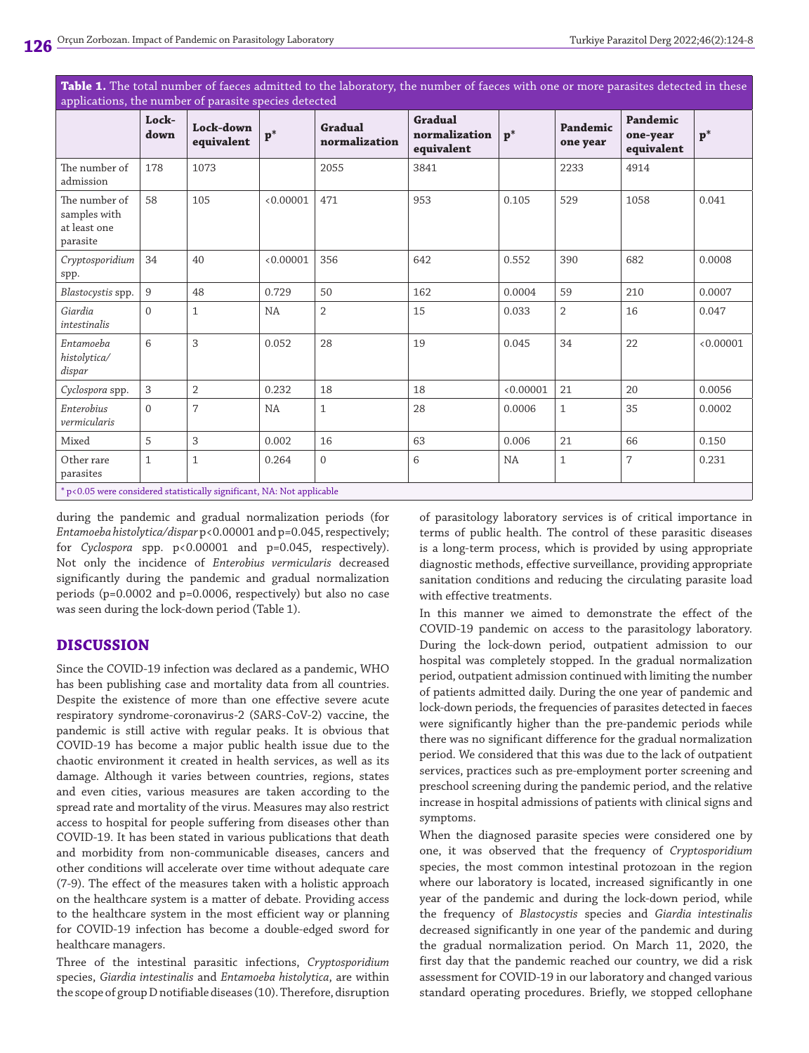**Table 1.** The total number of faeces admitted to the laboratory, the number of faeces with one or more parasites detected in these applications, the number of parasite species detected

| | Lock-down | Lock-down equivalent | p* | Gradual normalization | Gradual normalization equivalent | p* | Pandemic one year | Pandemic one-year equivalent | p* |
|---|---|---|---|---|---|---|---|---|---|
| The number of admission | 178 | 1073 | | 2055 | 3841 | | 2233 | 4914 | |
| The number of samples with at least one parasite | 58 | 105 | <0.00001 | 471 | 953 | 0.105 | 529 | 1058 | 0.041 |
| *Cryptosporidium* spp. | 34 | 40 | <0.00001 | 356 | 642 | 0.552 | 390 | 682 | 0.0008 |
| *Blastocystis* spp. | 9 | 48 | 0.729 | 50 | 162 | 0.0004 | 59 | 210 | 0.0007 |
| *Giardia intestinalis* | 0 | 1 | NA | 2 | 15 | 0.033 | 2 | 16 | 0.047 |
| *Entamoeba histolytica/ dispar* | 6 | 3 | 0.052 | 28 | 19 | 0.045 | 34 | 22 | <0.00001 |
| *Cyclospora* spp. | 3 | 2 | 0.232 | 18 | 18 | <0.00001 | 21 | 20 | 0.0056 |
| *Enterobius vermicularis* | 0 | 7 | NA | 1 | 28 | 0.0006 | 1 | 35 | 0.0002 |
| Mixed | 5 | 3 | 0.002 | 16 | 63 | 0.006 | 21 | 66 | 0.150 |
| Other rare parasites | 1 | 1 | 0.264 | 0 | 6 | NA | 1 | 7 | 0.231 |

* $p<0.05$ were considered statistically significant, NA: Not applicable

during the pandemic and gradual normalization periods (for *Entamoeba histolytica/dispar* $p<0.00001$ and $p=0.045$, respectively; for *Cyclospora* spp. $p<0.00001$ and $p=0.045$, respectively). Not only the incidence of *Enterobius vermicularis* decreased significantly during the pandemic and gradual normalization periods ($p=0.0002$ and $p=0.0006$, respectively) but also no case was seen during the lock-down period (Table 1).

## DISCUSSION

Since the COVID-19 infection was declared as a pandemic, WHO has been publishing case and mortality data from all countries. Despite the existence of more than one effective severe acute respiratory syndrome-coronavirus-2 (SARS-CoV-2) vaccine, the pandemic is still active with regular peaks. It is obvious that COVID-19 has become a major public health issue due to the chaotic environment it created in health services, as well as its damage. Although it varies between countries, regions, states and even cities, various measures are taken according to the spread rate and mortality of the virus. Measures may also restrict access to hospital for people suffering from diseases other than COVID-19. It has been stated in various publications that death and morbidity from non-communicable diseases, cancers and other conditions will accelerate over time without adequate care (7-9). The effect of the measures taken with a holistic approach on the healthcare system is a matter of debate. Providing access to the healthcare system in the most efficient way or planning for COVID-19 infection has become a double-edged sword for healthcare managers.

Three of the intestinal parasitic infections, *Cryptosporidium* species, *Giardia intestinalis* and *Entamoeba histolytica*, are within the scope of group D notifiable diseases (10). Therefore, disruption of parasitology laboratory services is of critical importance in terms of public health. The control of these parasitic diseases is a long-term process, which is provided by using appropriate diagnostic methods, effective surveillance, providing appropriate sanitation conditions and reducing the circulating parasite load with effective treatments.

In this manner we aimed to demonstrate the effect of the COVID-19 pandemic on access to the parasitology laboratory. During the lock-down period, outpatient admission to our hospital was completely stopped. In the gradual normalization period, outpatient admission continued with limiting the number of patients admitted daily. During the one year of pandemic and lock-down periods, the frequencies of parasites detected in faeces were significantly higher than the pre-pandemic periods while there was no significant difference for the gradual normalization period. We considered that this was due to the lack of outpatient services, practices such as pre-employment porter screening and preschool screening during the pandemic period, and the relative increase in hospital admissions of patients with clinical signs and symptoms.

When the diagnosed parasite species were considered one by one, it was observed that the frequency of *Cryptosporidium* species, the most common intestinal protozoan in the region where our laboratory is located, increased significantly in one year of the pandemic and during the lock-down period, while the frequency of *Blastocystis* species and *Giardia intestinalis* decreased significantly in one year of the pandemic and during the gradual normalization period. On March 11, 2020, the first day that the pandemic reached our country, we did a risk assessment for COVID-19 in our laboratory and changed various standard operating procedures. Briefly, we stopped cellophane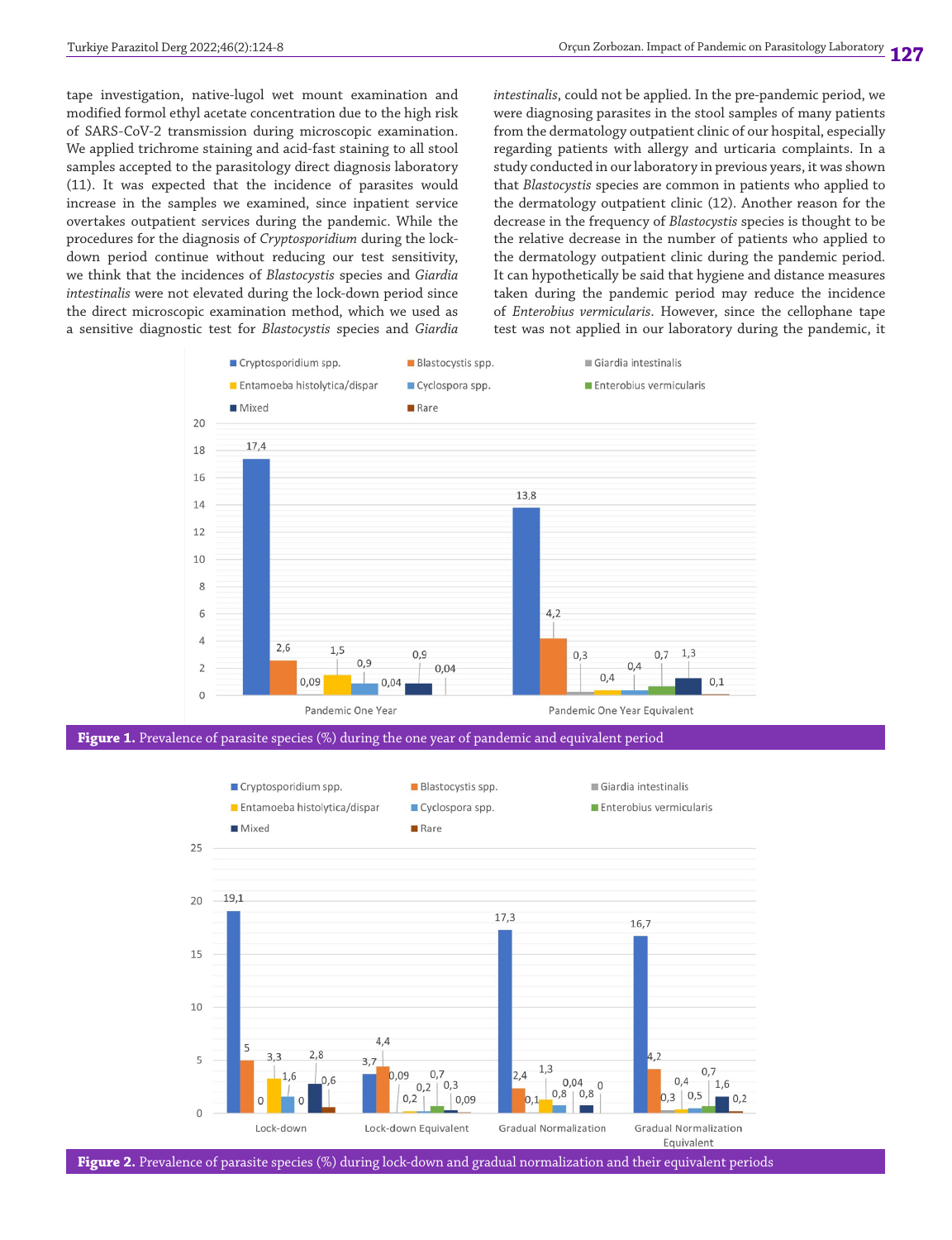tape investigation, native-lugol wet mount examination and modified formol ethyl acetate concentration due to the high risk of SARS-CoV-2 transmission during microscopic examination. We applied trichrome staining and acid-fast staining to all stool samples accepted to the parasitology direct diagnosis laboratory (11). It was expected that the incidence of parasites would increase in the samples we examined, since inpatient service overtakes outpatient services during the pandemic. While the procedures for the diagnosis of *Cryptosporidium* during the lock-down period continue without reducing our test sensitivity, we think that the incidences of *Blastocystis* species and *Giardia intestinalis* were not elevated during the lock-down period since the direct microscopic examination method, which we used as a sensitive diagnostic test for *Blastocystis* species and *Giardia intestinalis*, could not be applied. In the pre-pandemic period, we were diagnosing parasites in the stool samples of many patients from the dermatology outpatient clinic of our hospital, especially regarding patients with allergy and urticaria complaints. In a study conducted in our laboratory in previous years, it was shown that *Blastocystis* species are common in patients who applied to the dermatology outpatient clinic (12). Another reason for the decrease in the frequency of *Blastocystis* species is thought to be the relative decrease in the number of patients who applied to the dermatology outpatient clinic during the pandemic period. It can hypothetically be said that hygiene and distance measures taken during the pandemic period may reduce the incidence of *Enterobius vermicularis*. However, since the cellophane tape test was not applied in our laboratory during the pandemic, it

**Figure 1.** Prevalence of parasite species (%) during the one year of pandemic and equivalent period

**Figure 2.** Prevalence of parasite species (%) during lock-down and gradual normalization and their equivalent periods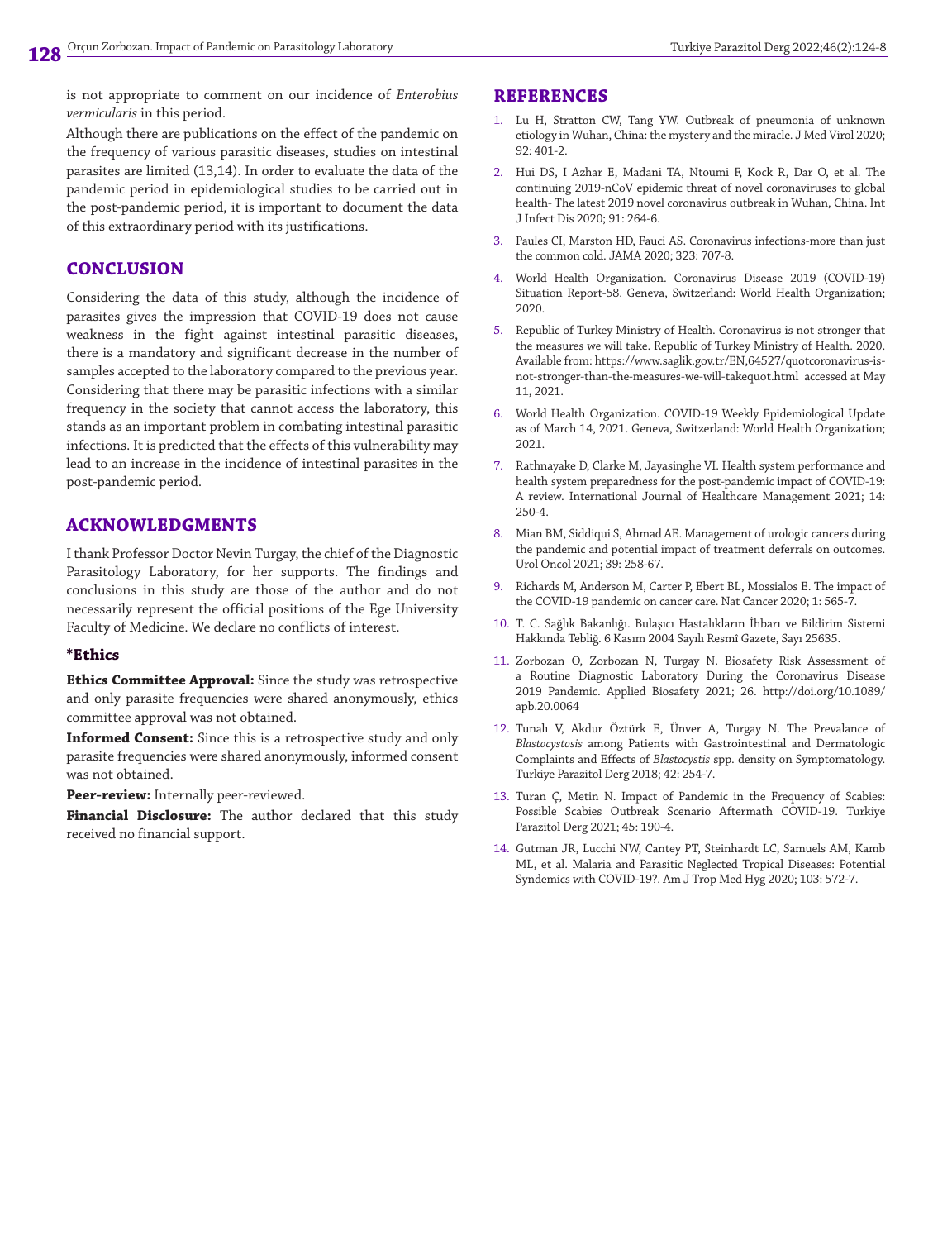is not appropriate to comment on our incidence of *Enterobius vermicularis* in this period.

Although there are publications on the effect of the pandemic on the frequency of various parasitic diseases, studies on intestinal parasites are limited (13,14). In order to evaluate the data of the pandemic period in epidemiological studies to be carried out in the post-pandemic period, it is important to document the data of this extraordinary period with its justifications.

## CONCLUSION

Considering the data of this study, although the incidence of parasites gives the impression that COVID-19 does not cause weakness in the fight against intestinal parasitic diseases, there is a mandatory and significant decrease in the number of samples accepted to the laboratory compared to the previous year. Considering that there may be parasitic infections with a similar frequency in the society that cannot access the laboratory, this stands as an important problem in combating intestinal parasitic infections. It is predicted that the effects of this vulnerability may lead to an increase in the incidence of intestinal parasites in the post-pandemic period.

## ACKNOWLEDGMENTS

I thank Professor Doctor Nevin Turgay, the chief of the Diagnostic Parasitology Laboratory, for her supports. The findings and conclusions in this study are those of the author and do not necessarily represent the official positions of the Ege University Faculty of Medicine. We declare no conflicts of interest.

### *Ethics

**Ethics Committee Approval:** Since the study was retrospective and only parasite frequencies were shared anonymously, ethics committee approval was not obtained.

**Informed Consent:** Since this is a retrospective study and only parasite frequencies were shared anonymously, informed consent was not obtained.

**Peer-review:** Internally peer-reviewed.

**Financial Disclosure:** The author declared that this study received no financial support.

## REFERENCES

1. Lu H, Stratton CW, Tang YW. Outbreak of pneumonia of unknown etiology in Wuhan, China: the mystery and the miracle. J Med Virol 2020; 92: 401-2.
2. Hui DS, I Azhar E, Madani TA, Ntoumi F, Kock R, Dar O, et al. The continuing 2019-nCoV epidemic threat of novel coronaviruses to global health- The latest 2019 novel coronavirus outbreak in Wuhan, China. Int J Infect Dis 2020; 91: 264-6.
3. Paules CI, Marston HD, Fauci AS. Coronavirus infections-more than just the common cold. JAMA 2020; 323: 707-8.
4. World Health Organization. Coronavirus Disease 2019 (COVID-19) Situation Report-58. Geneva, Switzerland: World Health Organization; 2020.
5. Republic of Turkey Ministry of Health. Coronavirus is not stronger that the measures we will take. Republic of Turkey Ministry of Health. 2020. Available from: https://www.saglik.gov.tr/EN,64527/quotcoronavirus-is-not-stronger-than-the-measures-we-will-takequot.html accessed at May 11, 2021.
6. World Health Organization. COVID-19 Weekly Epidemiological Update as of March 14, 2021. Geneva, Switzerland: World Health Organization; 2021.
7. Rathnayake D, Clarke M, Jayasinghe VI. Health system performance and health system preparedness for the post-pandemic impact of COVID-19: A review. International Journal of Healthcare Management 2021; 14: 250-4.
8. Mian BM, Siddiqui S, Ahmad AE. Management of urologic cancers during the pandemic and potential impact of treatment deferrals on outcomes. Urol Oncol 2021; 39: 258-67.
9. Richards M, Anderson M, Carter P, Ebert BL, Mossialos E. The impact of the COVID-19 pandemic on cancer care. Nat Cancer 2020; 1: 565-7.
10. T. C. Sağlık Bakanlığı. Bulaşıcı Hastalıkların İhbarı ve Bildirim Sistemi Hakkında Tebliğ. 6 Kasım 2004 Sayılı Resmî Gazete, Sayı 25635.
11. Zorbozan O, Zorbozan N, Turgay N. Biosafety Risk Assessment of a Routine Diagnostic Laboratory During the Coronavirus Disease 2019 Pandemic. Applied Biosafety 2021; 26. http://doi.org/10.1089/apb.20.0064
12. Tunalı V, Akdur Öztürk E, Ünver A, Turgay N. The Prevalance of *Blastocystosis* among Patients with Gastrointestinal and Dermatologic Complaints and Effects of *Blastocystis* spp. density on Symptomatology. Turkiye Parazitol Derg 2018; 42: 254-7.
13. Turan Ç, Metin N. Impact of Pandemic in the Frequency of Scabies: Possible Scabies Outbreak Scenario Aftermath COVID-19. Turkiye Parazitol Derg 2021; 45: 190-4.
14. Gutman JR, Lucchi NW, Cantey PT, Steinhardt LC, Samuels AM, Kamb ML, et al. Malaria and Parasitic Neglected Tropical Diseases: Potential Syndemics with COVID-19?. Am J Trop Med Hyg 2020; 103: 572-7.